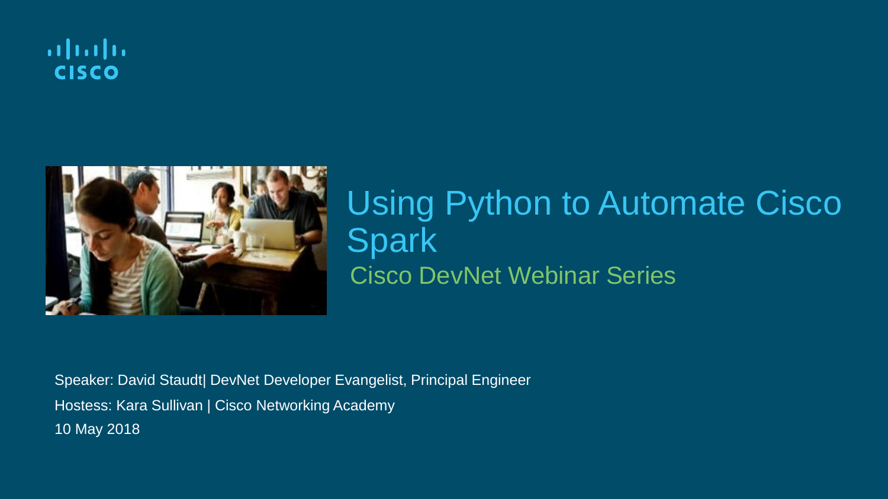# Using Python to Automate Cisco Spark

## Cisco DevNet Webinar Series

Speaker: David Staudt| DevNet Developer Evangelist, Principal Engineer

Hostess: Kara Sullivan | Cisco Networking Academy

10 May 2018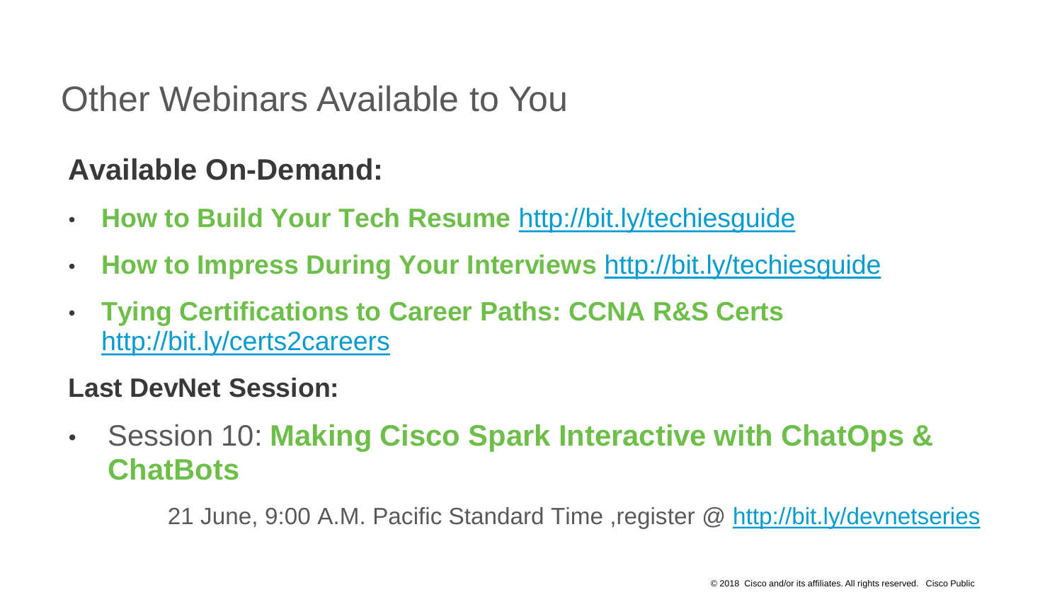# Other Webinars Available to You

## Available On-Demand:

- **How to Build Your Tech Resume** http://bit.ly/techiesguide
- **How to Impress During Your Interviews** http://bit.ly/techiesguide
- **Tying Certifications to Career Paths: CCNA R&S Certs** http://bit.ly/certs2careers

## Last DevNet Session:

- Session 10: **Making Cisco Spark Interactive with ChatOps & ChatBots**

  21 June, 9:00 A.M. Pacific Standard Time ,register @ http://bit.ly/devnetseries

© 2018 Cisco and/or its affiliates. All rights reserved. Cisco Public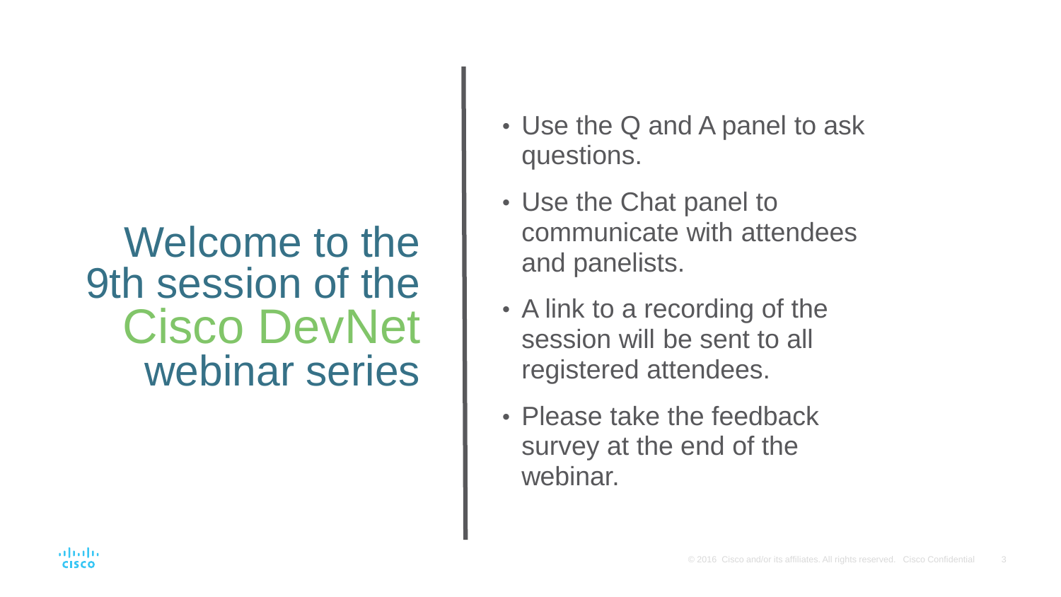# Welcome to the 9th session of the Cisco DevNet webinar series

- Use the Q and A panel to ask questions.
- Use the Chat panel to communicate with attendees and panelists.
- A link to a recording of the session will be sent to all registered attendees.
- Please take the feedback survey at the end of the webinar.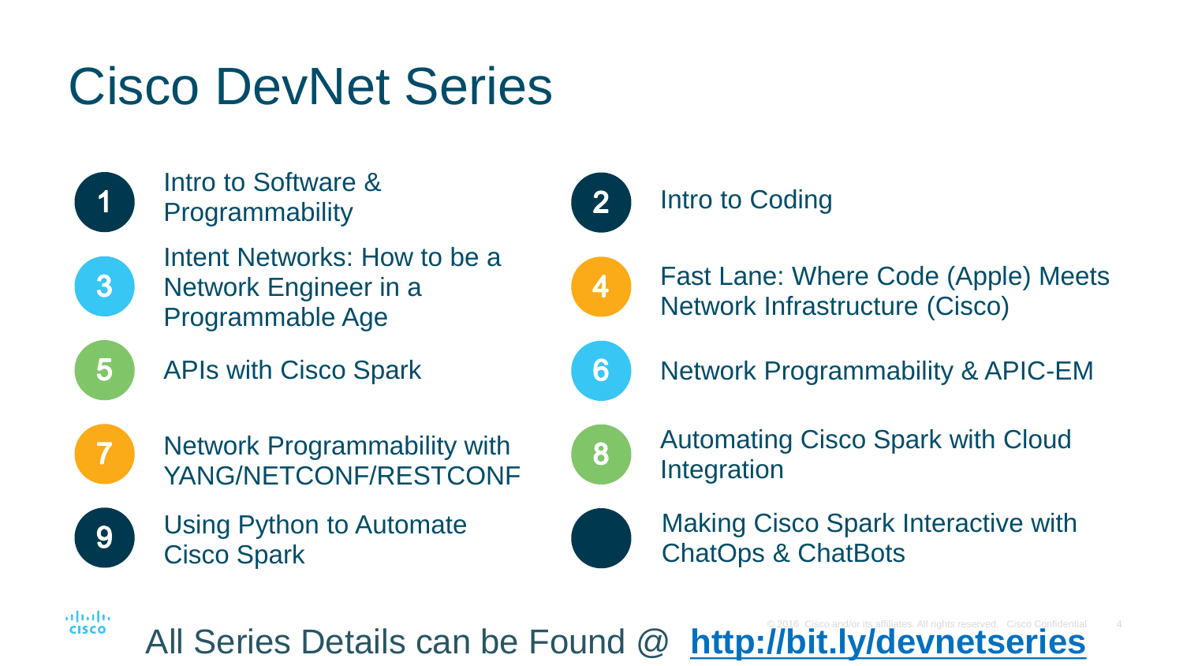# Cisco DevNet Series

1. Intro to Software & Programmability
2. Intro to Coding
3. Intent Networks: How to be a Network Engineer in a Programmable Age
4. Fast Lane: Where Code (Apple) Meets Network Infrastructure (Cisco)
5. APIs with Cisco Spark
6. Network Programmability & APIC-EM
7. Network Programmability with YANG/NETCONF/RESTCONF
8. Automating Cisco Spark with Cloud Integration
9. Using Python to Automate Cisco Spark

- Making Cisco Spark Interactive with ChatOps & ChatBots

All Series Details can be Found @ **http://bit.ly/devnetseries**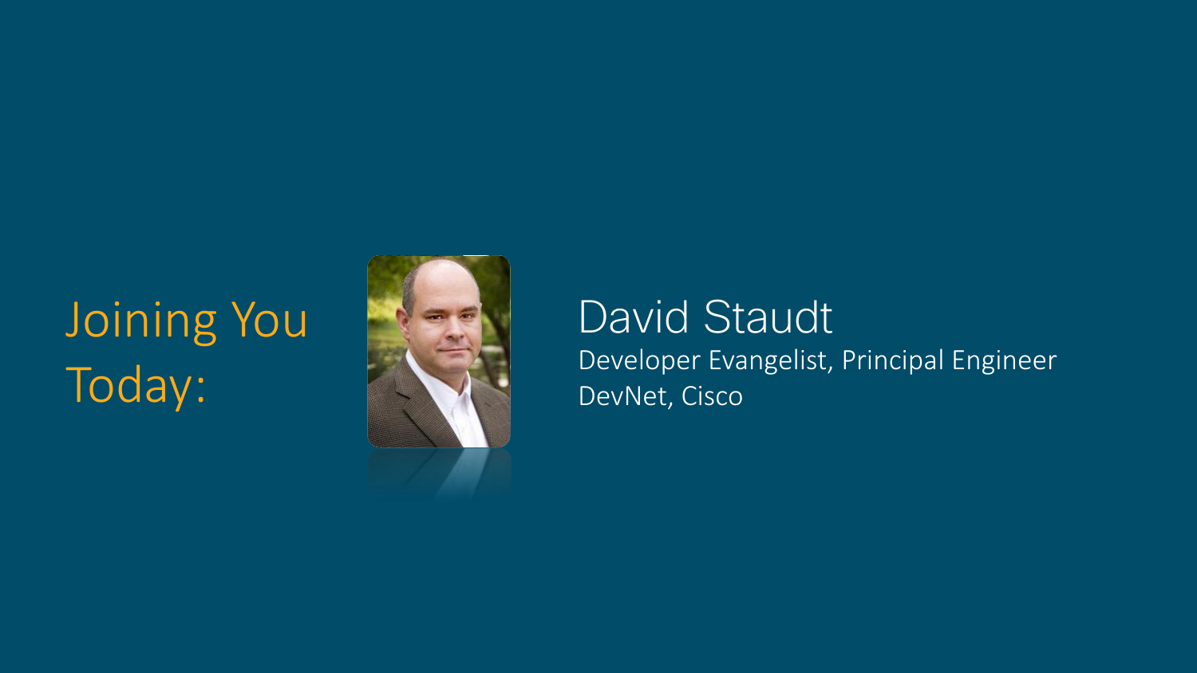# Joining You Today:

**David Staudt**

Developer Evangelist, Principal Engineer

DevNet, Cisco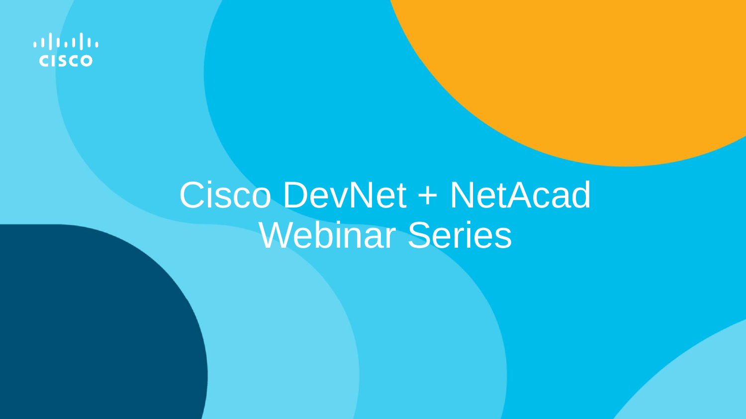# Cisco DevNet + NetAcad Webinar Series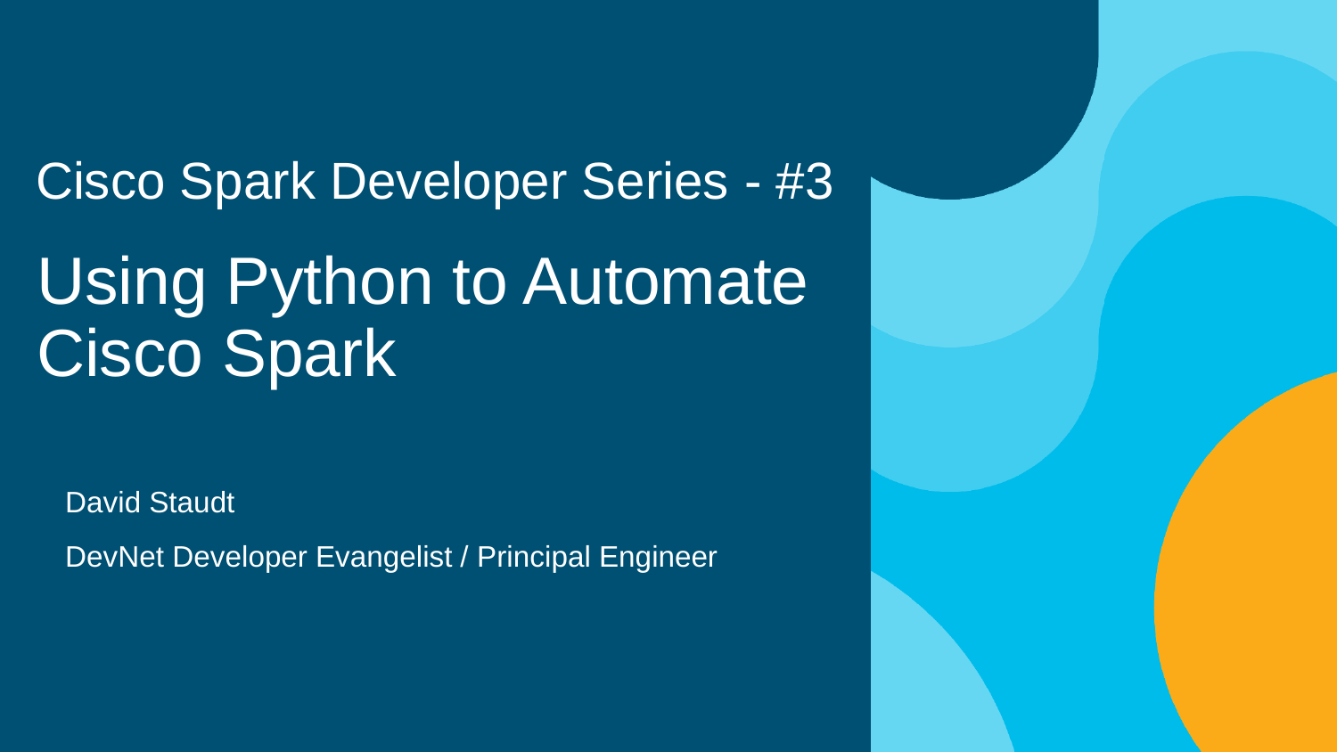Cisco Spark Developer Series - #3

# Using Python to Automate Cisco Spark

David Staudt

DevNet Developer Evangelist / Principal Engineer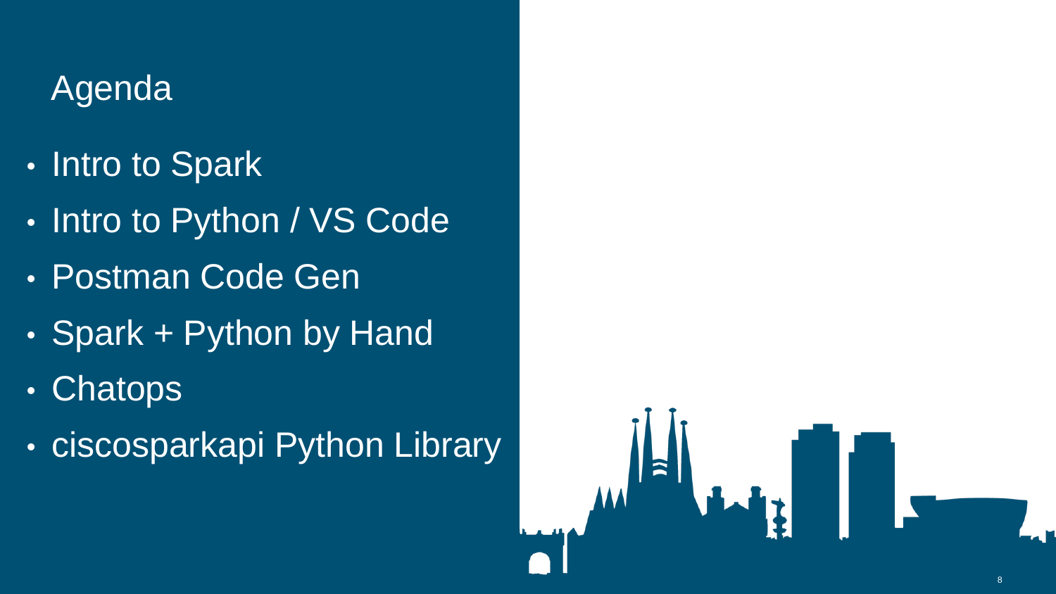# Agenda

- Intro to Spark
- Intro to Python / VS Code
- Postman Code Gen
- Spark + Python by Hand
- Chatops
- ciscosparkapi Python Library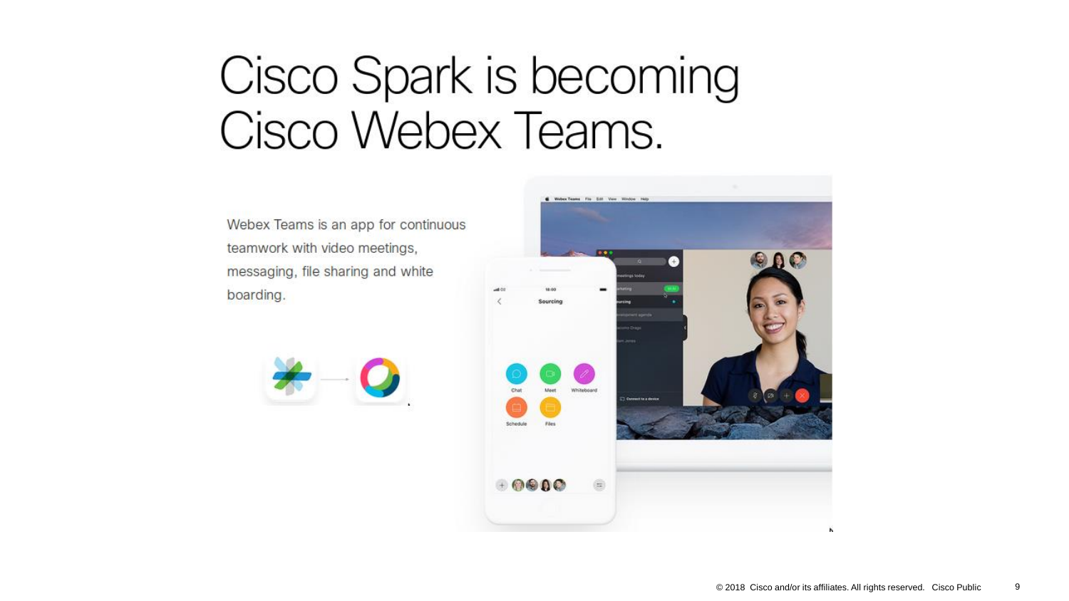# Cisco Spark is becoming Cisco Webex Teams.

Webex Teams is an app for continuous teamwork with video meetings, messaging, file sharing and white boarding.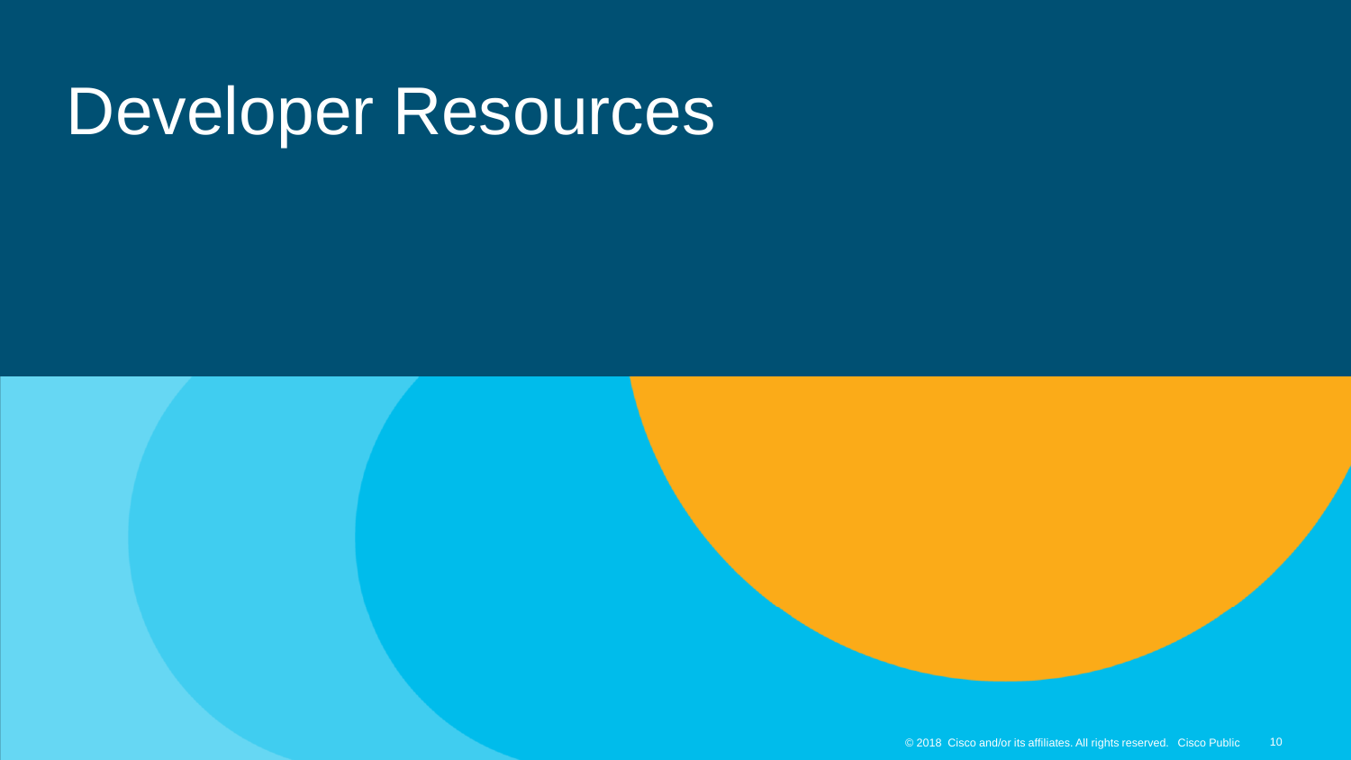# Developer Resources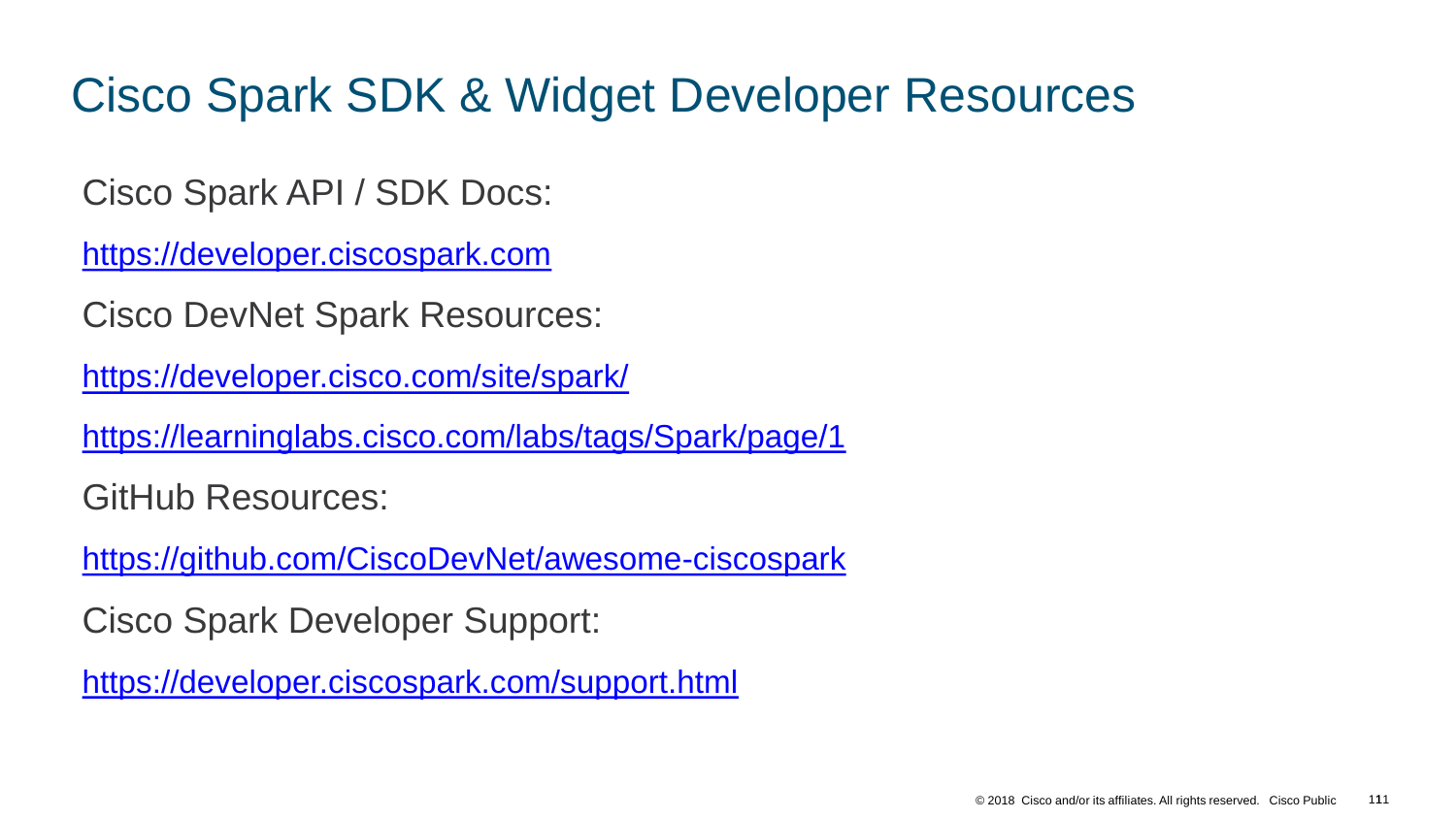# Cisco Spark SDK & Widget Developer Resources

Cisco Spark API / SDK Docs:

https://developer.ciscospark.com

Cisco DevNet Spark Resources:

https://developer.cisco.com/site/spark/

https://learninglabs.cisco.com/labs/tags/Spark/page/1

GitHub Resources:

https://github.com/CiscoDevNet/awesome-ciscospark

Cisco Spark Developer Support:

https://developer.ciscospark.com/support.html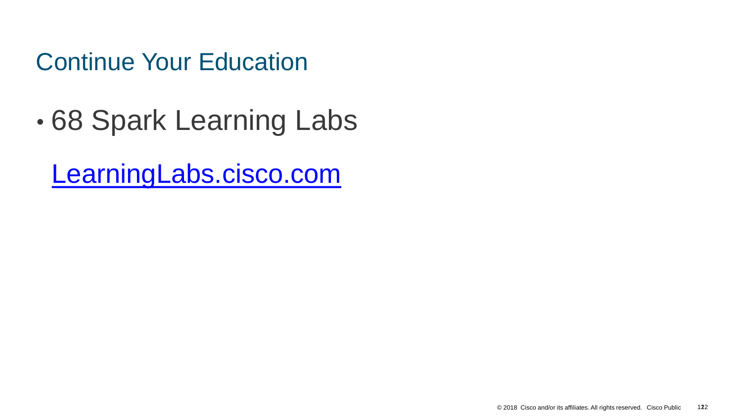# Continue Your Education

- 68 Spark Learning Labs

  [LearningLabs.cisco.com](LearningLabs.cisco.com)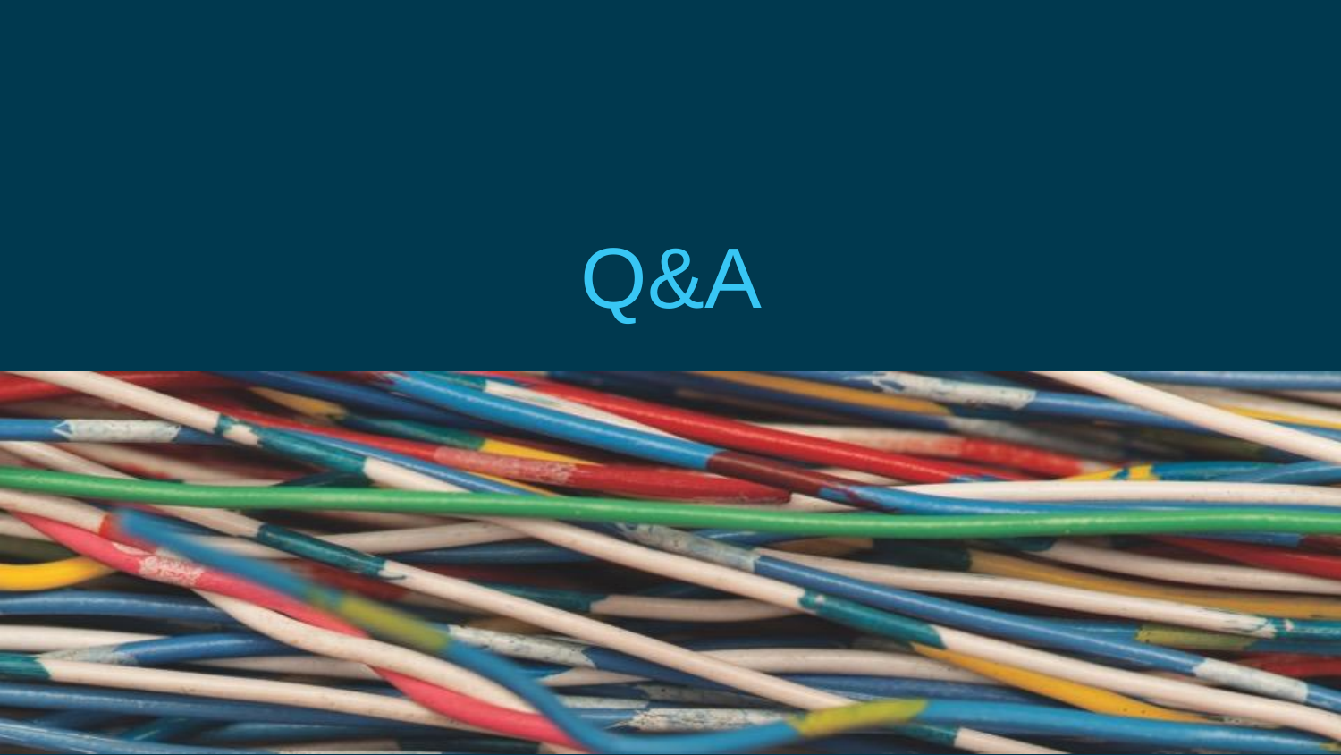# Q&A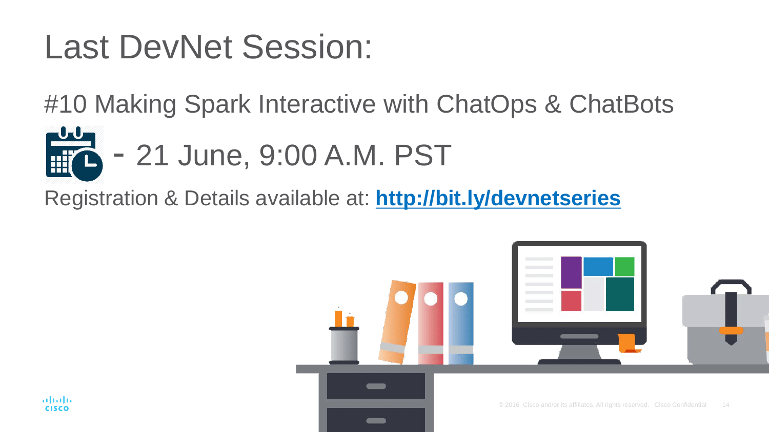# Last DevNet Session:

#10 Making Spark Interactive with ChatOps & ChatBots

- 21 June, 9:00 A.M. PST

Registration & Details available at: **http://bit.ly/devnetseries**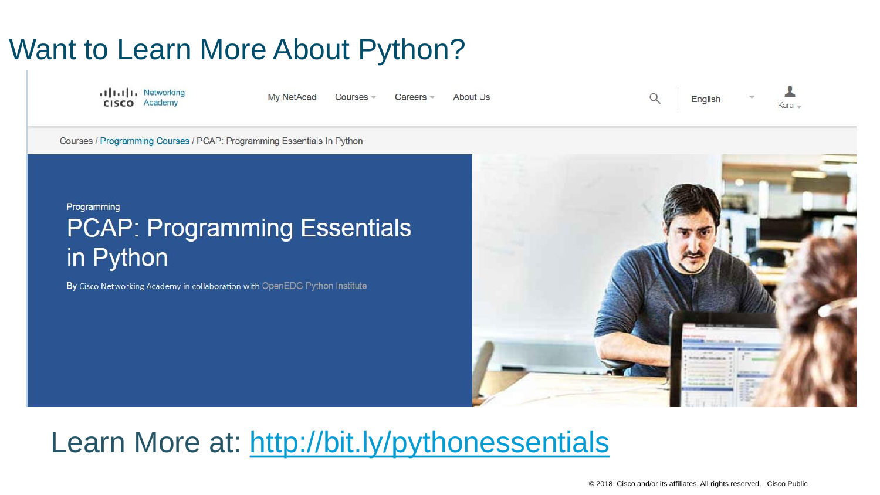# Want to Learn More About Python?

Networking Academy

My NetAcad | Courses | Careers | About Us | English | Kara

Courses / Programming Courses / PCAP: Programming Essentials In Python

Programming

## PCAP: Programming Essentials in Python

By Cisco Networking Academy in collaboration with OpenEDG Python Institute

Learn More at: http://bit.ly/pythonessentials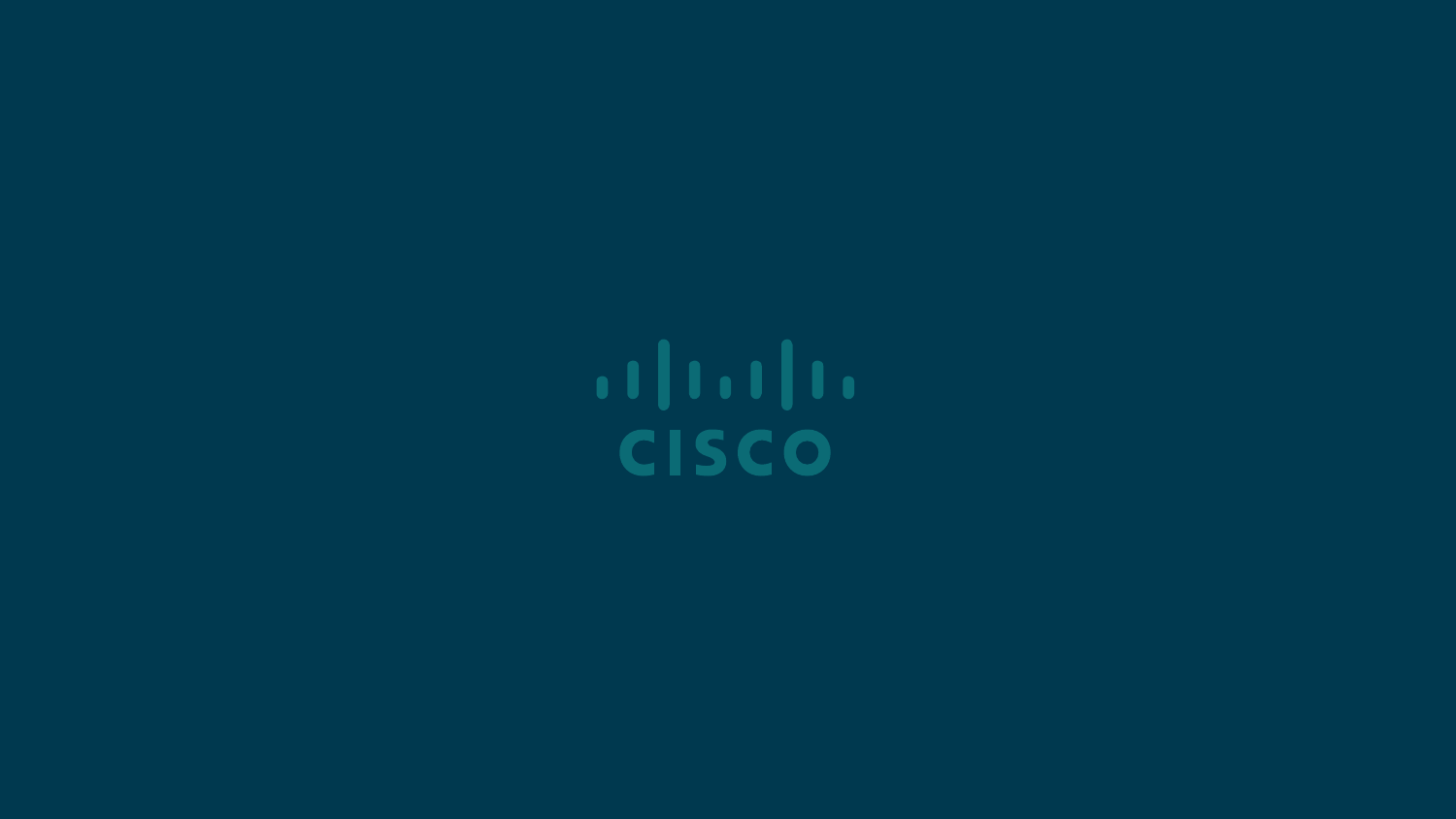cisco